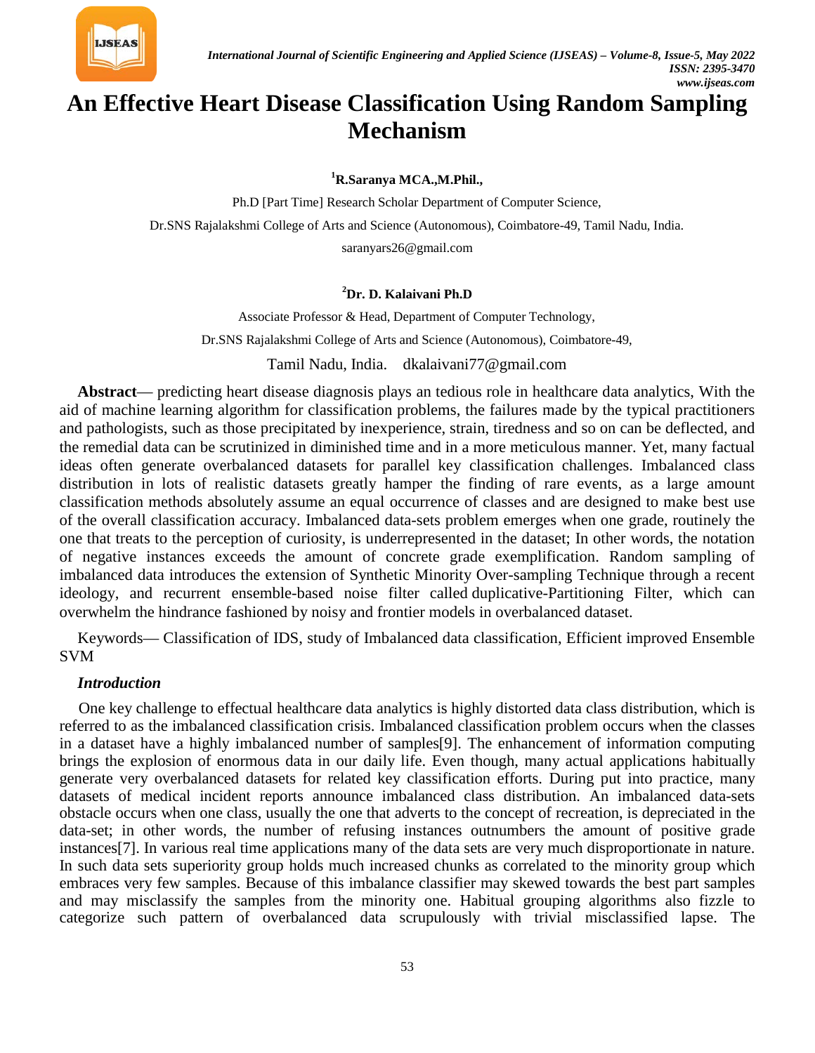# An Effective Heart Disease Classification Using Random Sampling Mechanism

**[1]R.Saranya MCA.,M.Phil.,**

Ph.D [Part Time] Research Scholar Department of Computer Science,

Dr.SNS Rajalakshmi College of Arts and Science (Autonomous), Coimbatore-49, Tamil Nadu, India.

saranyars26@gmail.com

**[2]Dr. D. Kalaivani Ph.D**

Associate Professor & Head, Department of Computer Technology,

Dr.SNS Rajalakshmi College of Arts and Science (Autonomous), Coimbatore-49,

Tamil Nadu, India. dkalaivani77@gmail.com

**Abstract**— predicting heart disease diagnosis plays an tedious role in healthcare data analytics, With the aid of machine learning algorithm for classification problems, the failures made by the typical practitioners and pathologists, such as those precipitated by inexperience, strain, tiredness and so on can be deflected, and the remedial data can be scrutinized in diminished time and in a more meticulous manner. Yet, many factual ideas often generate overbalanced datasets for parallel key classification challenges. Imbalanced class distribution in lots of realistic datasets greatly hamper the finding of rare events, as a large amount classification methods absolutely assume an equal occurrence of classes and are designed to make best use of the overall classification accuracy. Imbalanced data-sets problem emerges when one grade, routinely the one that treats to the perception of curiosity, is underrepresented in the dataset; In other words, the notation of negative instances exceeds the amount of concrete grade exemplification. Random sampling of imbalanced data introduces the extension of Synthetic Minority Over-sampling Technique through a recent ideology, and recurrent ensemble-based noise filter called duplicative-Partitioning Filter, which can overwhelm the hindrance fashioned by noisy and frontier models in overbalanced dataset.

Keywords— Classification of IDS, study of Imbalanced data classification, Efficient improved Ensemble SVM

## *Introduction*

One key challenge to effectual healthcare data analytics is highly distorted data class distribution, which is referred to as the imbalanced classification crisis. Imbalanced classification problem occurs when the classes in a dataset have a highly imbalanced number of samples[9]. The enhancement of information computing brings the explosion of enormous data in our daily life. Even though, many actual applications habitually generate very overbalanced datasets for related key classification efforts. During put into practice, many datasets of medical incident reports announce imbalanced class distribution. An imbalanced data-sets obstacle occurs when one class, usually the one that adverts to the concept of recreation, is depreciated in the data-set; in other words, the number of refusing instances outnumbers the amount of positive grade instances[7]. In various real time applications many of the data sets are very much disproportionate in nature. In such data sets superiority group holds much increased chunks as correlated to the minority group which embraces very few samples. Because of this imbalance classifier may skewed towards the best part samples and may misclassify the samples from the minority one. Habitual grouping algorithms also fizzle to categorize such pattern of overbalanced data scrupulously with trivial misclassified lapse. The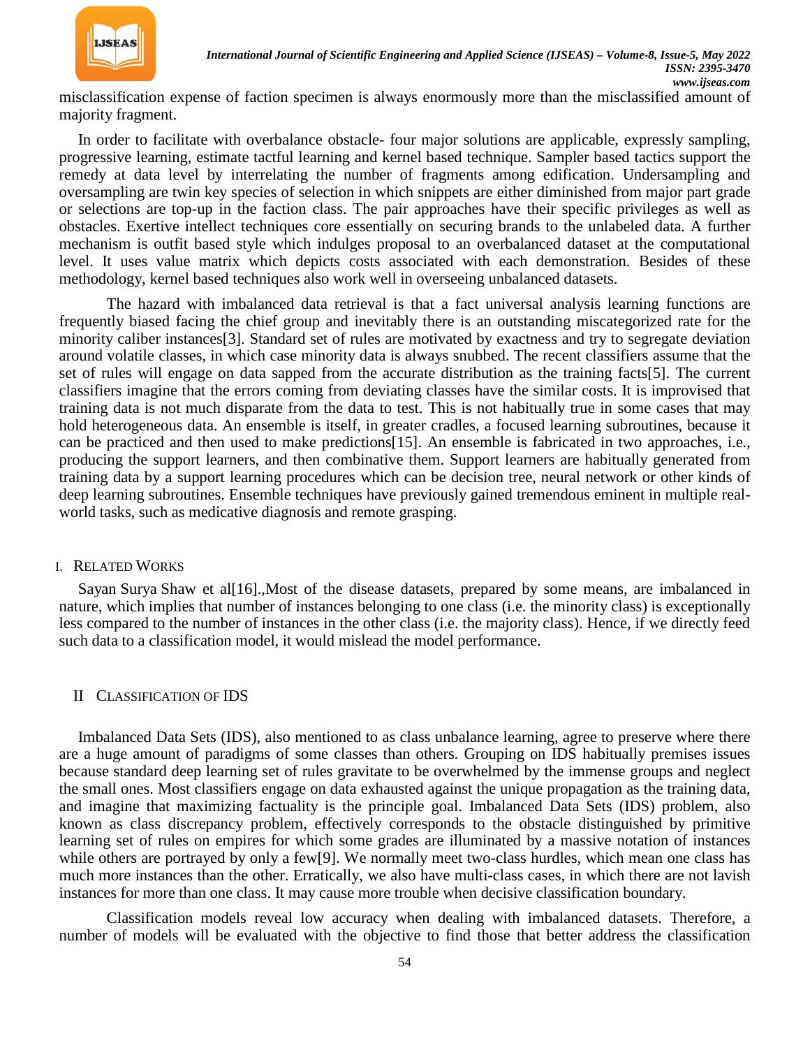misclassification expense of faction specimen is always enormously more than the misclassified amount of majority fragment.

In order to facilitate with overbalance obstacle- four major solutions are applicable, expressly sampling, progressive learning, estimate tactful learning and kernel based technique. Sampler based tactics support the remedy at data level by interrelating the number of fragments among edification. Undersampling and oversampling are twin key species of selection in which snippets are either diminished from major part grade or selections are top-up in the faction class. The pair approaches have their specific privileges as well as obstacles. Exertive intellect techniques core essentially on securing brands to the unlabeled data. A further mechanism is outfit based style which indulges proposal to an overbalanced dataset at the computational level. It uses value matrix which depicts costs associated with each demonstration. Besides of these methodology, kernel based techniques also work well in overseeing unbalanced datasets.

The hazard with imbalanced data retrieval is that a fact universal analysis learning functions are frequently biased facing the chief group and inevitably there is an outstanding miscategorized rate for the minority caliber instances[3]. Standard set of rules are motivated by exactness and try to segregate deviation around volatile classes, in which case minority data is always snubbed. The recent classifiers assume that the set of rules will engage on data sapped from the accurate distribution as the training facts[5]. The current classifiers imagine that the errors coming from deviating classes have the similar costs. It is improvised that training data is not much disparate from the data to test. This is not habitually true in some cases that may hold heterogeneous data. An ensemble is itself, in greater cradles, a focused learning subroutines, because it can be practiced and then used to make predictions[15]. An ensemble is fabricated in two approaches, i.e., producing the support learners, and then combinative them. Support learners are habitually generated from training data by a support learning procedures which can be decision tree, neural network or other kinds of deep learning subroutines. Ensemble techniques have previously gained tremendous eminent in multiple real-world tasks, such as medicative diagnosis and remote grasping.

## I. Related Works

Sayan Surya Shaw et al[16].,Most of the disease datasets, prepared by some means, are imbalanced in nature, which implies that number of instances belonging to one class (i.e. the minority class) is exceptionally less compared to the number of instances in the other class (i.e. the majority class). Hence, if we directly feed such data to a classification model, it would mislead the model performance.

## II Classification of IDS

Imbalanced Data Sets (IDS), also mentioned to as class unbalance learning, agree to preserve where there are a huge amount of paradigms of some classes than others. Grouping on IDS habitually premises issues because standard deep learning set of rules gravitate to be overwhelmed by the immense groups and neglect the small ones. Most classifiers engage on data exhausted against the unique propagation as the training data, and imagine that maximizing factuality is the principle goal. Imbalanced Data Sets (IDS) problem, also known as class discrepancy problem, effectively corresponds to the obstacle distinguished by primitive learning set of rules on empires for which some grades are illuminated by a massive notation of instances while others are portrayed by only a few[9]. We normally meet two-class hurdles, which mean one class has much more instances than the other. Erratically, we also have multi-class cases, in which there are not lavish instances for more than one class. It may cause more trouble when decisive classification boundary.

Classification models reveal low accuracy when dealing with imbalanced datasets. Therefore, a number of models will be evaluated with the objective to find those that better address the classification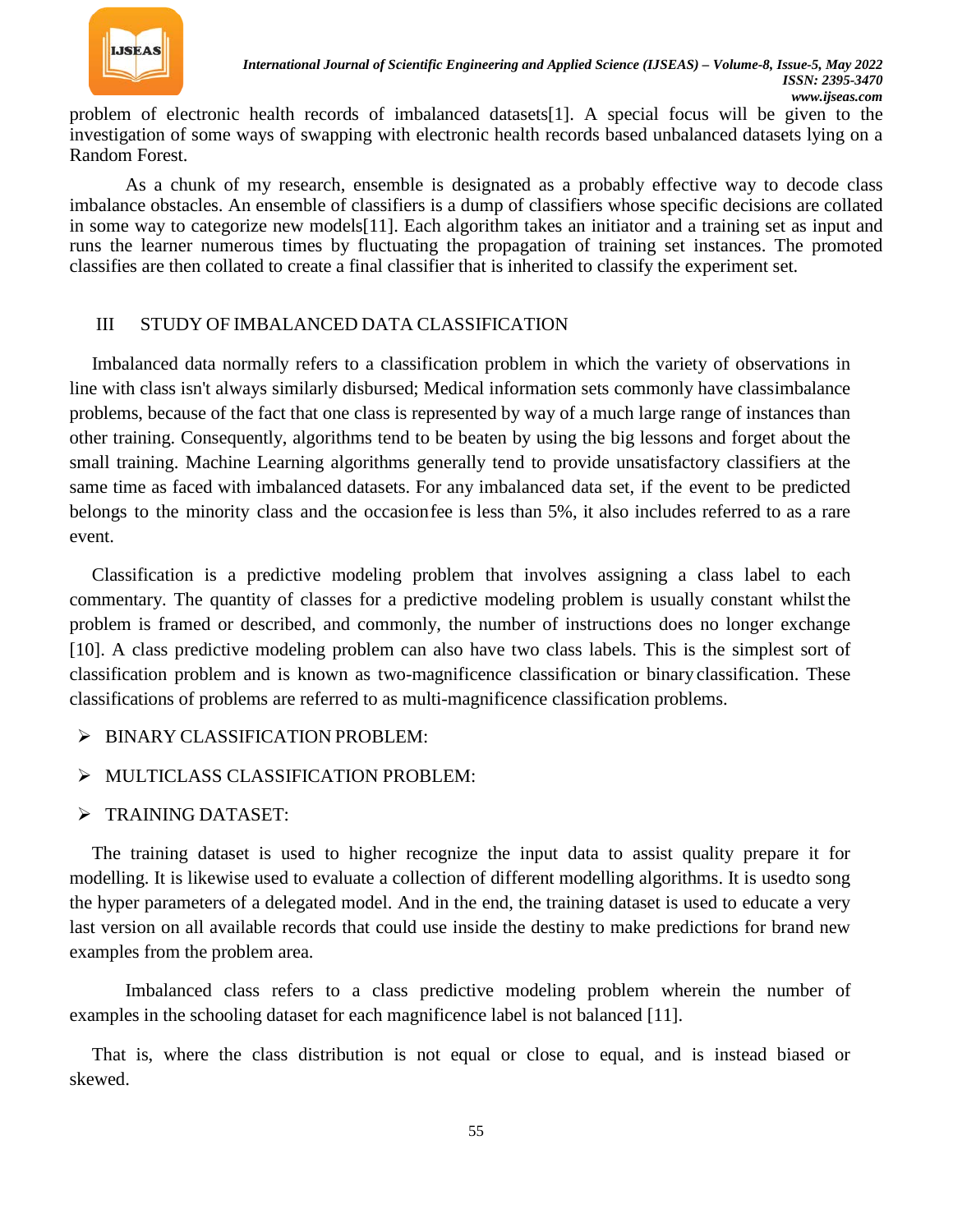problem of electronic health records of imbalanced datasets[1]. A special focus will be given to the investigation of some ways of swapping with electronic health records based unbalanced datasets lying on a Random Forest.

As a chunk of my research, ensemble is designated as a probably effective way to decode class imbalance obstacles. An ensemble of classifiers is a dump of classifiers whose specific decisions are collated in some way to categorize new models[11]. Each algorithm takes an initiator and a training set as input and runs the learner numerous times by fluctuating the propagation of training set instances. The promoted classifies are then collated to create a final classifier that is inherited to classify the experiment set.

## III STUDY OF IMBALANCED DATA CLASSIFICATION

Imbalanced data normally refers to a classification problem in which the variety of observations in line with class isn't always similarly disbursed; Medical information sets commonly have classimbalance problems, because of the fact that one class is represented by way of a much large range of instances than other training. Consequently, algorithms tend to be beaten by using the big lessons and forget about the small training. Machine Learning algorithms generally tend to provide unsatisfactory classifiers at the same time as faced with imbalanced datasets. For any imbalanced data set, if the event to be predicted belongs to the minority class and the occasionfee is less than 5%, it also includes referred to as a rare event.

Classification is a predictive modeling problem that involves assigning a class label to each commentary. The quantity of classes for a predictive modeling problem is usually constant whilst the problem is framed or described, and commonly, the number of instructions does no longer exchange [10]. A class predictive modeling problem can also have two class labels. This is the simplest sort of classification problem and is known as two-magnificence classification or binary classification. These classifications of problems are referred to as multi-magnificence classification problems.

- BINARY CLASSIFICATION PROBLEM:
- MULTICLASS CLASSIFICATION PROBLEM:
- TRAINING DATASET:

The training dataset is used to higher recognize the input data to assist quality prepare it for modelling. It is likewise used to evaluate a collection of different modelling algorithms. It is usedto song the hyper parameters of a delegated model. And in the end, the training dataset is used to educate a very last version on all available records that could use inside the destiny to make predictions for brand new examples from the problem area.

Imbalanced class refers to a class predictive modeling problem wherein the number of examples in the schooling dataset for each magnificence label is not balanced [11].

That is, where the class distribution is not equal or close to equal, and is instead biased or skewed.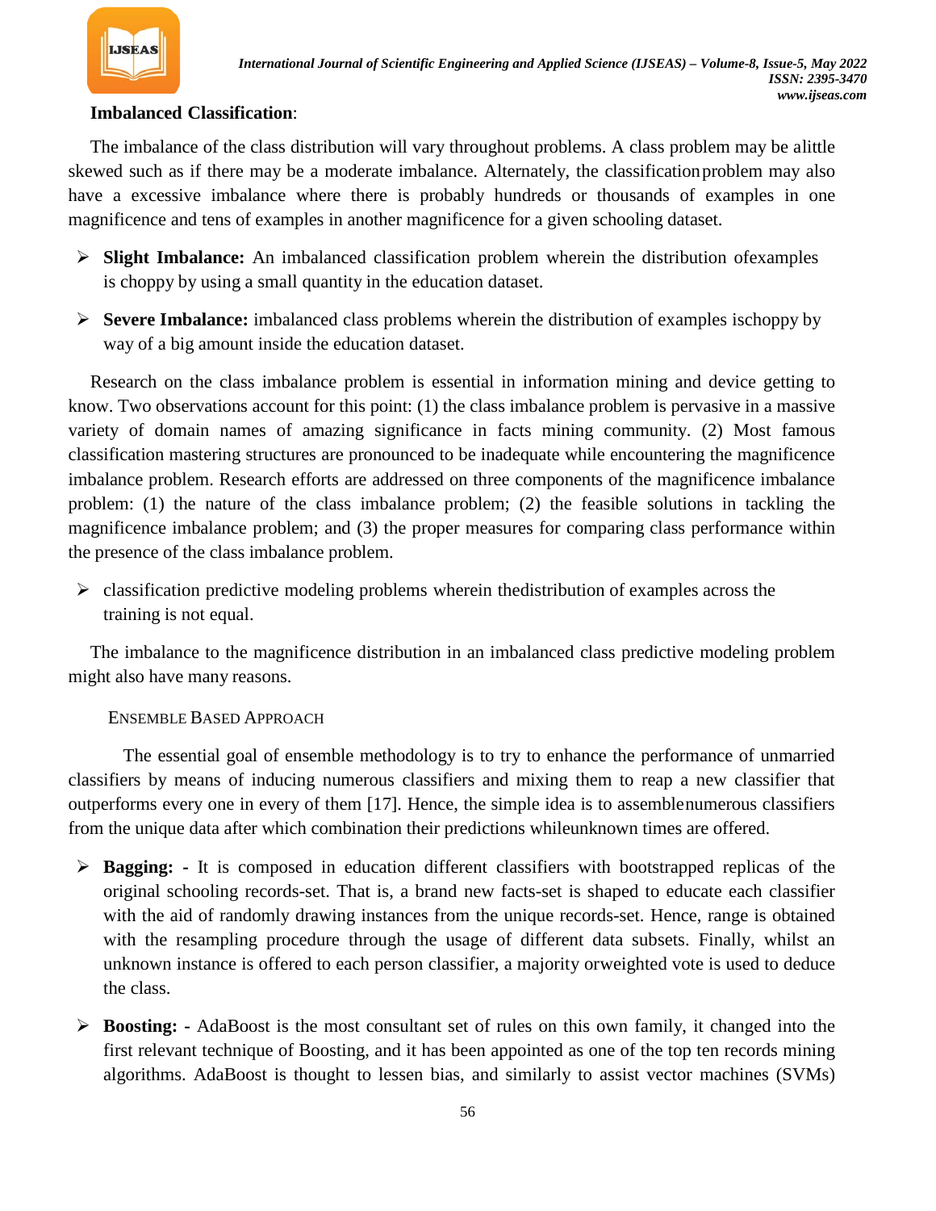**Imbalanced Classification**:

The imbalance of the class distribution will vary throughout problems. A class problem may be alittle skewed such as if there may be a moderate imbalance. Alternately, the classificationproblem may also have a excessive imbalance where there is probably hundreds or thousands of examples in one magnificence and tens of examples in another magnificence for a given schooling dataset.

- **Slight Imbalance:** An imbalanced classification problem wherein the distribution ofexamples is choppy by using a small quantity in the education dataset.
- **Severe Imbalance:** imbalanced class problems wherein the distribution of examples ischoppy by way of a big amount inside the education dataset.

Research on the class imbalance problem is essential in information mining and device getting to know. Two observations account for this point: (1) the class imbalance problem is pervasive in a massive variety of domain names of amazing significance in facts mining community. (2) Most famous classification mastering structures are pronounced to be inadequate while encountering the magnificence imbalance problem. Research efforts are addressed on three components of the magnificence imbalance problem: (1) the nature of the class imbalance problem; (2) the feasible solutions in tackling the magnificence imbalance problem; and (3) the proper measures for comparing class performance within the presence of the class imbalance problem.

- classification predictive modeling problems wherein thedistribution of examples across the training is not equal.

The imbalance to the magnificence distribution in an imbalanced class predictive modeling problem might also have many reasons.

### ENSEMBLE BASED APPROACH

The essential goal of ensemble methodology is to try to enhance the performance of unmarried classifiers by means of inducing numerous classifiers and mixing them to reap a new classifier that outperforms every one in every of them [17]. Hence, the simple idea is to assemblenumerous classifiers from the unique data after which combination their predictions whileunknown times are offered.

- **Bagging: -** It is composed in education different classifiers with bootstrapped replicas of the original schooling records-set. That is, a brand new facts-set is shaped to educate each classifier with the aid of randomly drawing instances from the unique records-set. Hence, range is obtained with the resampling procedure through the usage of different data subsets. Finally, whilst an unknown instance is offered to each person classifier, a majority orweighted vote is used to deduce the class.
- **Boosting: -** AdaBoost is the most consultant set of rules on this own family, it changed into the first relevant technique of Boosting, and it has been appointed as one of the top ten records mining algorithms. AdaBoost is thought to lessen bias, and similarly to assist vector machines (SVMs)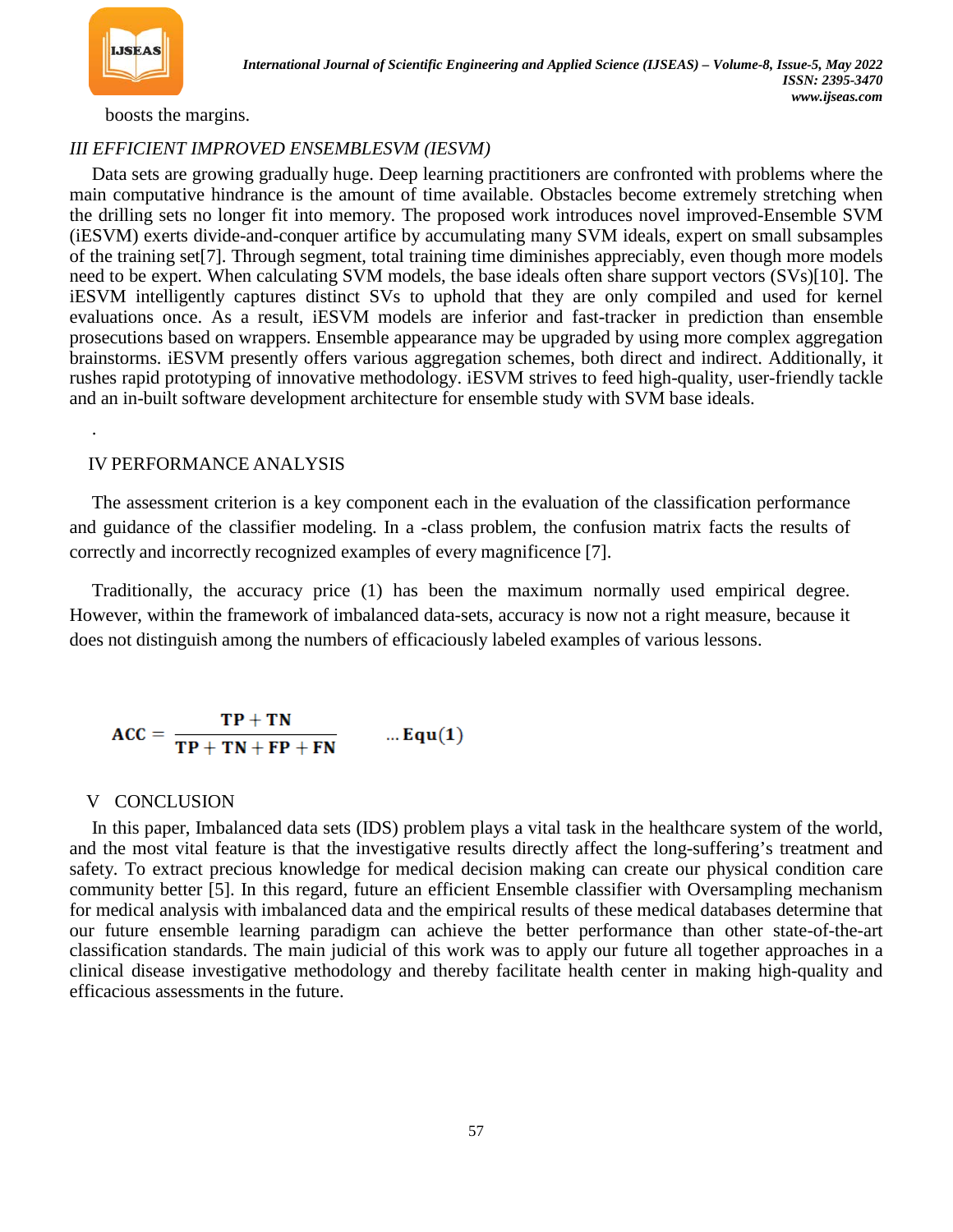boosts the margins.

## *III EFFICIENT IMPROVED ENSEMBLESVM (IESVM)*

Data sets are growing gradually huge. Deep learning practitioners are confronted with problems where the main computative hindrance is the amount of time available. Obstacles become extremely stretching when the drilling sets no longer fit into memory. The proposed work introduces novel improved-Ensemble SVM (iESVM) exerts divide-and-conquer artifice by accumulating many SVM ideals, expert on small subsamples of the training set[7]. Through segment, total training time diminishes appreciably, even though more models need to be expert. When calculating SVM models, the base ideals often share support vectors (SVs)[10]. The iESVM intelligently captures distinct SVs to uphold that they are only compiled and used for kernel evaluations once. As a result, iESVM models are inferior and fast-tracker in prediction than ensemble prosecutions based on wrappers. Ensemble appearance may be upgraded by using more complex aggregation brainstorms. iESVM presently offers various aggregation schemes, both direct and indirect. Additionally, it rushes rapid prototyping of innovative methodology. iESVM strives to feed high-quality, user-friendly tackle and an in-built software development architecture for ensemble study with SVM base ideals.

.

## IV PERFORMANCE ANALYSIS

The assessment criterion is a key component each in the evaluation of the classification performance and guidance of the classifier modeling. In a -class problem, the confusion matrix facts the results of correctly and incorrectly recognized examples of every magnificence [7].

Traditionally, the accuracy price (1) has been the maximum normally used empirical degree. However, within the framework of imbalanced data-sets, accuracy is now not a right measure, because it does not distinguish among the numbers of efficaciously labeled examples of various lessons.

$$\mathbf{ACC} = \frac{\mathbf{TP + TN}}{\mathbf{TP + TN + FP + FN}} \qquad \ldots \mathbf{Equ(1)}$$

## V CONCLUSION

In this paper, Imbalanced data sets (IDS) problem plays a vital task in the healthcare system of the world, and the most vital feature is that the investigative results directly affect the long-suffering's treatment and safety. To extract precious knowledge for medical decision making can create our physical condition care community better [5]. In this regard, future an efficient Ensemble classifier with Oversampling mechanism for medical analysis with imbalanced data and the empirical results of these medical databases determine that our future ensemble learning paradigm can achieve the better performance than other state-of-the-art classification standards. The main judicial of this work was to apply our future all together approaches in a clinical disease investigative methodology and thereby facilitate health center in making high-quality and efficacious assessments in the future.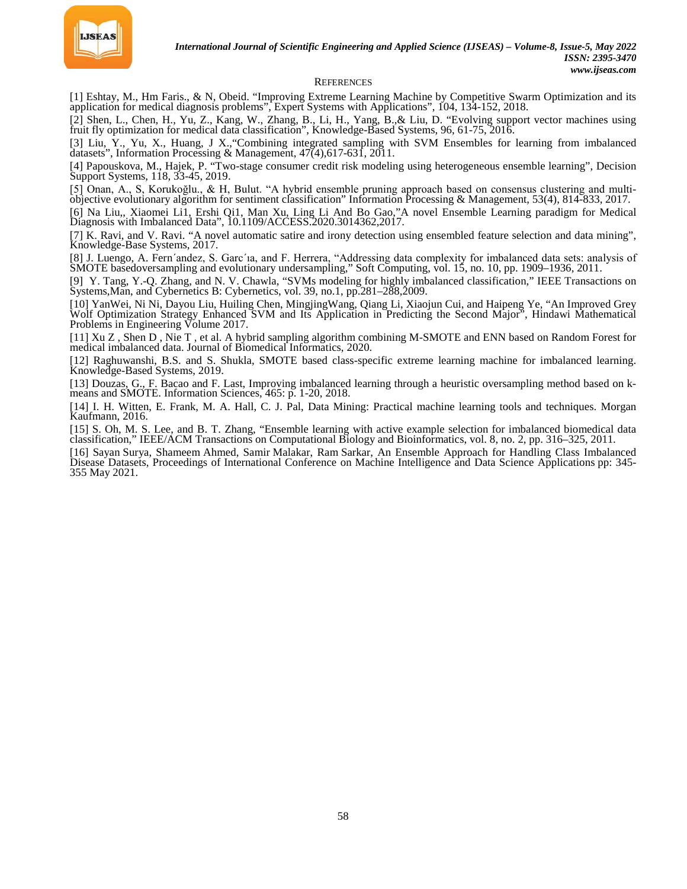## REFERENCES

[1] Eshtay, M., Hm Faris., & N, Obeid. "Improving Extreme Learning Machine by Competitive Swarm Optimization and its application for medical diagnosis problems", Expert Systems with Applications", 104, 134-152, 2018.

[2] Shen, L., Chen, H., Yu, Z., Kang, W., Zhang, B., Li, H., Yang, B.,& Liu, D. "Evolving support vector machines using fruit fly optimization for medical data classification", Knowledge-Based Systems, 96, 61-75, 2016.

[3] Liu, Y., Yu, X., Huang, J X.,"Combining integrated sampling with SVM Ensembles for learning from imbalanced datasets", Information Processing & Management, 47(4),617-631, 2011.

[4] Papouskova, M., Hajek, P. "Two-stage consumer credit risk modeling using heterogeneous ensemble learning", Decision Support Systems, 118, 33-45, 2019.

[5] Onan, A., S, Korukoğlu., & H, Bulut. "A hybrid ensemble pruning approach based on consensus clustering and multi-objective evolutionary algorithm for sentiment classification" Information Processing & Management, 53(4), 814-833, 2017.

[6] Na Liu,, Xiaomei Li1, Ershi Qi1, Man Xu, Ling Li And Bo Gao,"A novel Ensemble Learning paradigm for Medical Diagnosis with Imbalanced Data", 10.1109/ACCESS.2020.3014362,2017.

[7] K. Ravi, and V. Ravi. "A novel automatic satire and irony detection using ensembled feature selection and data mining", Knowledge-Base Systems, 2017.

[8] J. Luengo, A. Fern´andez, S. Garc´ıa, and F. Herrera, "Addressing data complexity for imbalanced data sets: analysis of SMOTE basedoversampling and evolutionary undersampling," Soft Computing, vol. 15, no. 10, pp. 1909–1936, 2011.

[9] Y. Tang, Y.-Q. Zhang, and N. V. Chawla, "SVMs modeling for highly imbalanced classification," IEEE Transactions on Systems,Man, and Cybernetics B: Cybernetics, vol. 39, no.1, pp.281–288,2009.

[10] YanWei, Ni Ni, Dayou Liu, Huiling Chen, MingjingWang, Qiang Li, Xiaojun Cui, and Haipeng Ye, "An Improved Grey Wolf Optimization Strategy Enhanced SVM and Its Application in Predicting the Second Major", Hindawi Mathematical Problems in Engineering Volume 2017.

[11] Xu Z , Shen D , Nie T , et al. A hybrid sampling algorithm combining M-SMOTE and ENN based on Random Forest for medical imbalanced data. Journal of Biomedical Informatics, 2020.

[12] Raghuwanshi, B.S. and S. Shukla, SMOTE based class-specific extreme learning machine for imbalanced learning. Knowledge-Based Systems, 2019.

[13] Douzas, G., F. Bacao and F. Last, Improving imbalanced learning through a heuristic oversampling method based on k-means and SMOTE. Information Sciences, 465: p. 1-20, 2018.

[14] I. H. Witten, E. Frank, M. A. Hall, C. J. Pal, Data Mining: Practical machine learning tools and techniques. Morgan Kaufmann, 2016.

[15] S. Oh, M. S. Lee, and B. T. Zhang, "Ensemble learning with active example selection for imbalanced biomedical data classification," IEEE/ACM Transactions on Computational Biology and Bioinformatics, vol. 8, no. 2, pp. 316–325, 2011.

[16] Sayan Surya, Shameem Ahmed, Samir Malakar, Ram Sarkar, An Ensemble Approach for Handling Class Imbalanced Disease Datasets, Proceedings of International Conference on Machine Intelligence and Data Science Applications pp: 345-355 May 2021.